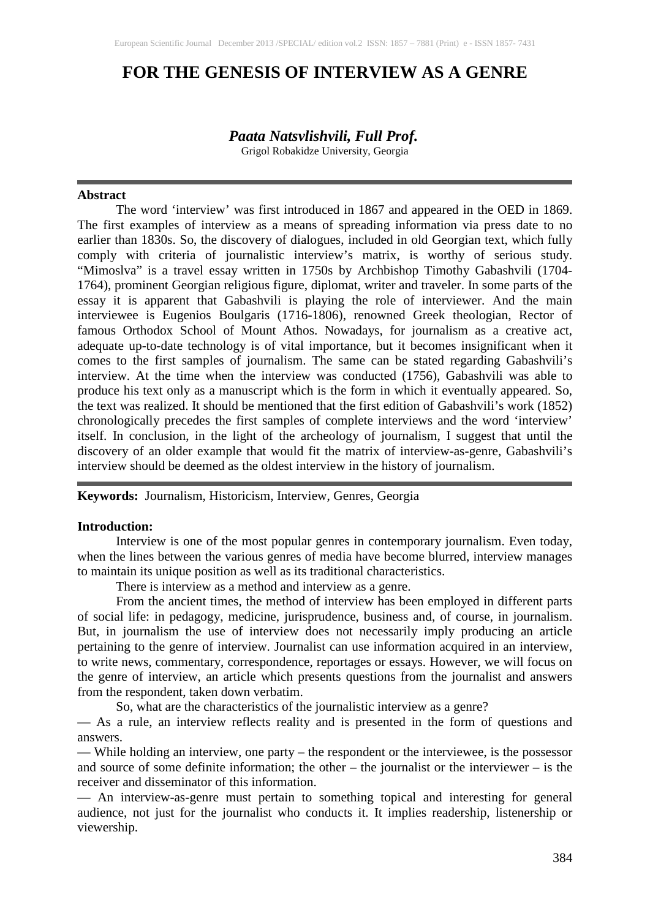# FOR THE GENESIS OF INTERVIEW AS A GENRE

***Paata Natsvlishvili, Full Prof.***
Grigol Robakidze University, Georgia

**Abstract**

The word 'interview' was first introduced in 1867 and appeared in the OED in 1869. The first examples of interview as a means of spreading information via press date to no earlier than 1830s. So, the discovery of dialogues, included in old Georgian text, which fully comply with criteria of journalistic interview's matrix, is worthy of serious study. "Mimoslva" is a travel essay written in 1750s by Archbishop Timothy Gabashvili (1704-1764), prominent Georgian religious figure, diplomat, writer and traveler. In some parts of the essay it is apparent that Gabashvili is playing the role of interviewer. And the main interviewee is Eugenios Boulgaris (1716-1806), renowned Greek theologian, Rector of famous Orthodox School of Mount Athos. Nowadays, for journalism as a creative act, adequate up-to-date technology is of vital importance, but it becomes insignificant when it comes to the first samples of journalism. The same can be stated regarding Gabashvili's interview. At the time when the interview was conducted (1756), Gabashvili was able to produce his text only as a manuscript which is the form in which it eventually appeared. So, the text was realized. It should be mentioned that the first edition of Gabashvili's work (1852) chronologically precedes the first samples of complete interviews and the word 'interview' itself. In conclusion, in the light of the archeology of journalism, I suggest that until the discovery of an older example that would fit the matrix of interview-as-genre, Gabashvili's interview should be deemed as the oldest interview in the history of journalism.

**Keywords:** Journalism, Historicism, Interview, Genres, Georgia

**Introduction:**

Interview is one of the most popular genres in contemporary journalism. Even today, when the lines between the various genres of media have become blurred, interview manages to maintain its unique position as well as its traditional characteristics.

There is interview as a method and interview as a genre.

From the ancient times, the method of interview has been employed in different parts of social life: in pedagogy, medicine, jurisprudence, business and, of course, in journalism. But, in journalism the use of interview does not necessarily imply producing an article pertaining to the genre of interview. Journalist can use information acquired in an interview, to write news, commentary, correspondence, reportages or essays. However, we will focus on the genre of interview, an article which presents questions from the journalist and answers from the respondent, taken down verbatim.

So, what are the characteristics of the journalistic interview as a genre?

— As a rule, an interview reflects reality and is presented in the form of questions and answers.

— While holding an interview, one party – the respondent or the interviewee, is the possessor and source of some definite information; the other – the journalist or the interviewer – is the receiver and disseminator of this information.

— An interview-as-genre must pertain to something topical and interesting for general audience, not just for the journalist who conducts it. It implies readership, listenership or viewership.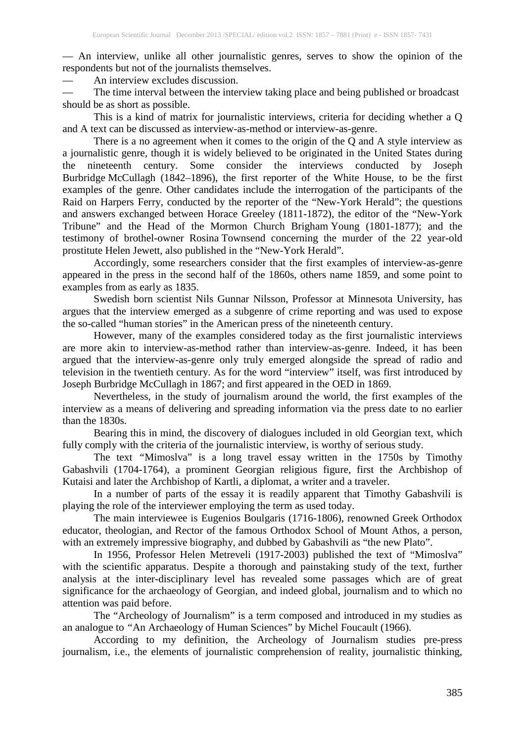— An interview, unlike all other journalistic genres, serves to show the opinion of the respondents but not of the journalists themselves.

— An interview excludes discussion.

— The time interval between the interview taking place and being published or broadcast should be as short as possible.

This is a kind of matrix for journalistic interviews, criteria for deciding whether a Q and A text can be discussed as interview-as-method or interview-as-genre.

There is a no agreement when it comes to the origin of the Q and A style interview as a journalistic genre, though it is widely believed to be originated in the United States during the nineteenth century. Some consider the interviews conducted by Joseph Burbridge McCullagh (1842–1896), the first reporter of the White House, to be the first examples of the genre. Other candidates include the interrogation of the participants of the Raid on Harpers Ferry, conducted by the reporter of the "New-York Herald"; the questions and answers exchanged between Horace Greeley (1811-1872), the editor of the "New-York Tribune" and the Head of the Mormon Church Brigham Young (1801-1877); and the testimony of brothel-owner Rosina Townsend concerning the murder of the 22 year-old prostitute Helen Jewett, also published in the "New-York Herald".

Accordingly, some researchers consider that the first examples of interview-as-genre appeared in the press in the second half of the 1860s, others name 1859, and some point to examples from as early as 1835.

Swedish born scientist Nils Gunnar Nilsson, Professor at Minnesota University, has argues that the interview emerged as a subgenre of crime reporting and was used to expose the so-called "human stories" in the American press of the nineteenth century.

However, many of the examples considered today as the first journalistic interviews are more akin to interview-as-method rather than interview-as-genre. Indeed, it has been argued that the interview-as-genre only truly emerged alongside the spread of radio and television in the twentieth century. As for the word "interview" itself, was first introduced by Joseph Burbridge McCullagh in 1867; and first appeared in the OED in 1869.

Nevertheless, in the study of journalism around the world, the first examples of the interview as a means of delivering and spreading information via the press date to no earlier than the 1830s.

Bearing this in mind, the discovery of dialogues included in old Georgian text, which fully comply with the criteria of the journalistic interview, is worthy of serious study.

The text "Mimoslva" is a long travel essay written in the 1750s by Timothy Gabashvili (1704-1764), a prominent Georgian religious figure, first the Archbishop of Kutaisi and later the Archbishop of Kartli, a diplomat, a writer and a traveler.

In a number of parts of the essay it is readily apparent that Timothy Gabashvili is playing the role of the interviewer employing the term as used today.

The main interviewee is Eugenios Boulgaris (1716-1806), renowned Greek Orthodox educator, theologian, and Rector of the famous Orthodox School of Mount Athos, a person, with an extremely impressive biography, and dubbed by Gabashvili as "the new Plato".

In 1956, Professor Helen Metreveli (1917-2003) published the text of "Mimoslva" with the scientific apparatus. Despite a thorough and painstaking study of the text, further analysis at the inter-disciplinary level has revealed some passages which are of great significance for the archaeology of Georgian, and indeed global, journalism and to which no attention was paid before.

The "Archeology of Journalism" is a term composed and introduced in my studies as an analogue to *"An Archaeology of Human Sciences"* by Michel Foucault (1966).

According to my definition, the Archeology of Journalism studies pre-press journalism, i.e., the elements of journalistic comprehension of reality, journalistic thinking,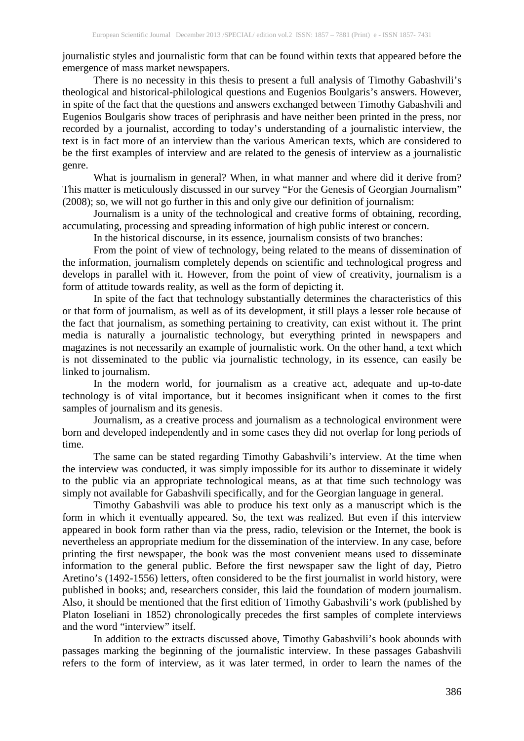journalistic styles and journalistic form that can be found within texts that appeared before the emergence of mass market newspapers.

There is no necessity in this thesis to present a full analysis of Timothy Gabashvili's theological and historical-philological questions and Eugenios Boulgaris's answers. However, in spite of the fact that the questions and answers exchanged between Timothy Gabashvili and Eugenios Boulgaris show traces of periphrasis and have neither been printed in the press, nor recorded by a journalist, according to today's understanding of a journalistic interview, the text is in fact more of an interview than the various American texts, which are considered to be the first examples of interview and are related to the genesis of interview as a journalistic genre.

What is journalism in general? When, in what manner and where did it derive from? This matter is meticulously discussed in our survey "For the Genesis of Georgian Journalism" (2008); so, we will not go further in this and only give our definition of journalism:

Journalism is a unity of the technological and creative forms of obtaining, recording, accumulating, processing and spreading information of high public interest or concern.

In the historical discourse, in its essence, journalism consists of two branches:

From the point of view of technology, being related to the means of dissemination of the information, journalism completely depends on scientific and technological progress and develops in parallel with it. However, from the point of view of creativity, journalism is a form of attitude towards reality, as well as the form of depicting it.

In spite of the fact that technology substantially determines the characteristics of this or that form of journalism, as well as of its development, it still plays a lesser role because of the fact that journalism, as something pertaining to creativity, can exist without it. The print media is naturally a journalistic technology, but everything printed in newspapers and magazines is not necessarily an example of journalistic work. On the other hand, a text which is not disseminated to the public via journalistic technology, in its essence, can easily be linked to journalism.

In the modern world, for journalism as a creative act, adequate and up-to-date technology is of vital importance, but it becomes insignificant when it comes to the first samples of journalism and its genesis.

Journalism, as a creative process and journalism as a technological environment were born and developed independently and in some cases they did not overlap for long periods of time.

The same can be stated regarding Timothy Gabashvili's interview. At the time when the interview was conducted, it was simply impossible for its author to disseminate it widely to the public via an appropriate technological means, as at that time such technology was simply not available for Gabashvili specifically, and for the Georgian language in general.

Timothy Gabashvili was able to produce his text only as a manuscript which is the form in which it eventually appeared. So, the text was realized. But even if this interview appeared in book form rather than via the press, radio, television or the Internet, the book is nevertheless an appropriate medium for the dissemination of the interview. In any case, before printing the first newspaper, the book was the most convenient means used to disseminate information to the general public. Before the first newspaper saw the light of day, Pietro Aretino's (1492-1556) letters, often considered to be the first journalist in world history, were published in books; and, researchers consider, this laid the foundation of modern journalism. Also, it should be mentioned that the first edition of Timothy Gabashvili's work (published by Platon Ioseliani in 1852) chronologically precedes the first samples of complete interviews and the word "interview" itself.

In addition to the extracts discussed above, Timothy Gabashvili's book abounds with passages marking the beginning of the journalistic interview. In these passages Gabashvili refers to the form of interview, as it was later termed, in order to learn the names of the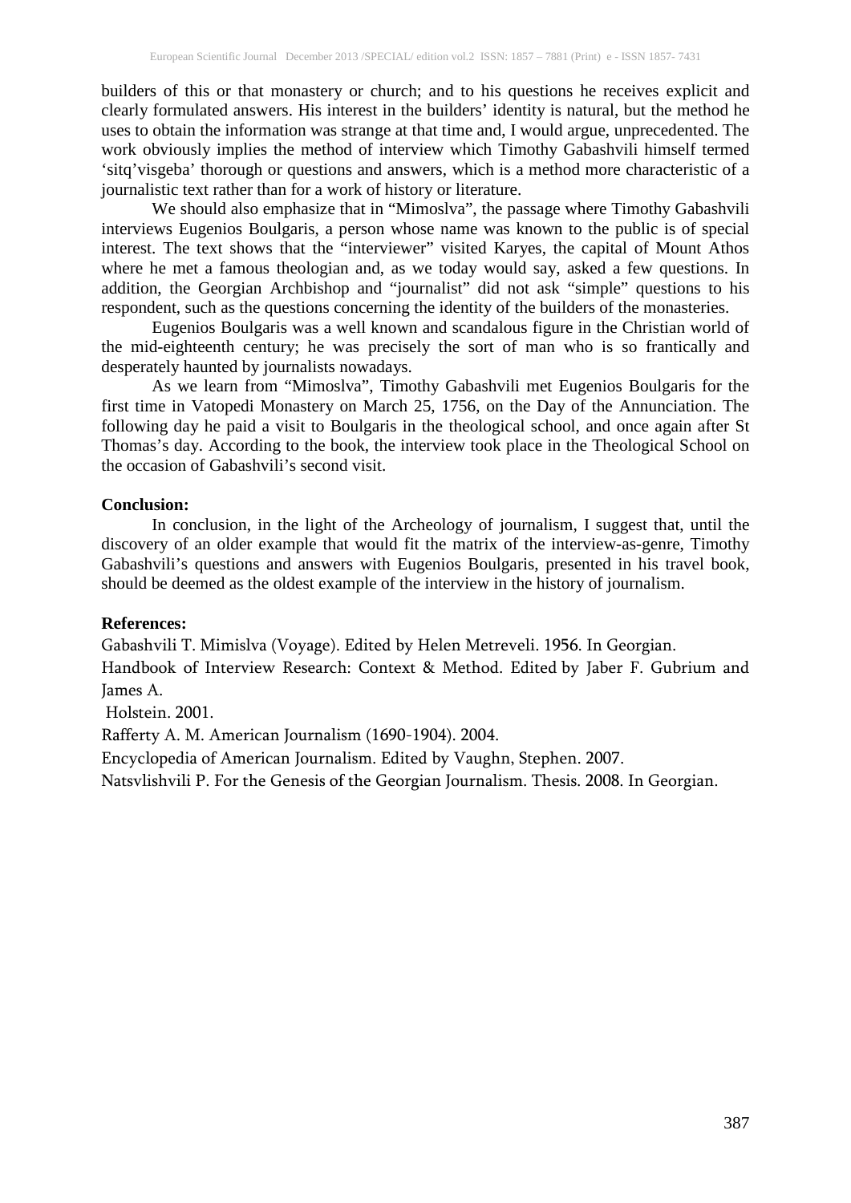builders of this or that monastery or church; and to his questions he receives explicit and clearly formulated answers. His interest in the builders' identity is natural, but the method he uses to obtain the information was strange at that time and, I would argue, unprecedented. The work obviously implies the method of interview which Timothy Gabashvili himself termed 'sitq'visgeba' thorough or questions and answers, which is a method more characteristic of a journalistic text rather than for a work of history or literature.

We should also emphasize that in "Mimoslva", the passage where Timothy Gabashvili interviews Eugenios Boulgaris, a person whose name was known to the public is of special interest. The text shows that the "interviewer" visited Karyes, the capital of Mount Athos where he met a famous theologian and, as we today would say, asked a few questions. In addition, the Georgian Archbishop and "journalist" did not ask "simple" questions to his respondent, such as the questions concerning the identity of the builders of the monasteries.

Eugenios Boulgaris was a well known and scandalous figure in the Christian world of the mid-eighteenth century; he was precisely the sort of man who is so frantically and desperately haunted by journalists nowadays.

As we learn from "Mimoslva", Timothy Gabashvili met Eugenios Boulgaris for the first time in Vatopedi Monastery on March 25, 1756, on the Day of the Annunciation. The following day he paid a visit to Boulgaris in the theological school, and once again after St Thomas's day. According to the book, the interview took place in the Theological School on the occasion of Gabashvili's second visit.

**Conclusion:**

In conclusion, in the light of the Archeology of journalism, I suggest that, until the discovery of an older example that would fit the matrix of the interview-as-genre, Timothy Gabashvili's questions and answers with Eugenios Boulgaris, presented in his travel book, should be deemed as the oldest example of the interview in the history of journalism.

**References:**

Gabashvili T. Mimislva (Voyage). Edited by Helen Metreveli. 1956. In Georgian.

Handbook of Interview Research: Context & Method. Edited by Jaber F. Gubrium and James A.
Holstein. 2001.

Rafferty A. M. American Journalism (1690-1904). 2004.

Encyclopedia of American Journalism. Edited by Vaughn, Stephen. 2007.

Natsvlishvili P. For the Genesis of the Georgian Journalism. Thesis. 2008. In Georgian.